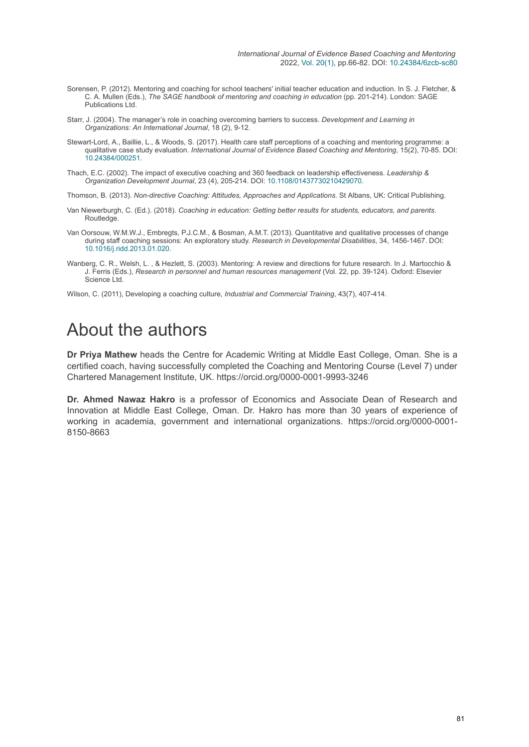Sorensen, P. (2012). Mentoring and coaching for school teachers' initial teacher education and induction. In S. J. Fletcher, & C. A. Mullen (Eds.), *The SAGE handbook of mentoring and coaching in education* (pp. 201-214). London: SAGE Publications Ltd.

Starr, J. (2004). The manager's role in coaching overcoming barriers to success. *Development and Learning in Organizations: An International Journal*, 18 (2), 9-12.

Stewart-Lord, A., Baillie, L., & Woods, S. (2017). Health care staff perceptions of a coaching and mentoring programme: a qualitative case study evaluation. *International Journal of Evidence Based Coaching and Mentoring*, 15(2), 70-85. DOI: 10.24384/000251.

Thach, E.C. (2002). The impact of executive coaching and 360 feedback on leadership effectiveness. *Leadership & Organization Development Journal*, 23 (4), 205-214. DOI: 10.1108/01437730210429070.

Thomson, B. (2013). *Non-directive Coaching: Attitudes, Approaches and Applications*. St Albans, UK: Critical Publishing.

Van Niewerburgh, C. (Ed.). (2018). *Coaching in education: Getting better results for students, educators, and parents*. Routledge.

Van Oorsouw, W.M.W.J., Embregts, P.J.C.M., & Bosman, A.M.T. (2013). Quantitative and qualitative processes of change during staff coaching sessions: An exploratory study. *Research in Developmental Disabilities*, 34, 1456-1467. DOI: 10.1016/j.ridd.2013.01.020.

Wanberg, C. R., Welsh, L. , & Hezlett, S. (2003). Mentoring: A review and directions for future research. In J. Martocchio & J. Ferris (Eds.), *Research in personnel and human resources management* (Vol. 22, pp. 39-124). Oxford: Elsevier Science Ltd.

Wilson, C. (2011), Developing a coaching culture, *Industrial and Commercial Training*, 43(7), 407-414.

# About the authors

**Dr Priya Mathew** heads the Centre for Academic Writing at Middle East College, Oman. She is a certified coach, having successfully completed the Coaching and Mentoring Course (Level 7) under Chartered Management Institute, UK. https://orcid.org/0000-0001-9993-3246

**Dr. Ahmed Nawaz Hakro** is a professor of Economics and Associate Dean of Research and Innovation at Middle East College, Oman. Dr. Hakro has more than 30 years of experience of working in academia, government and international organizations. https://orcid.org/0000-0001-8150-8663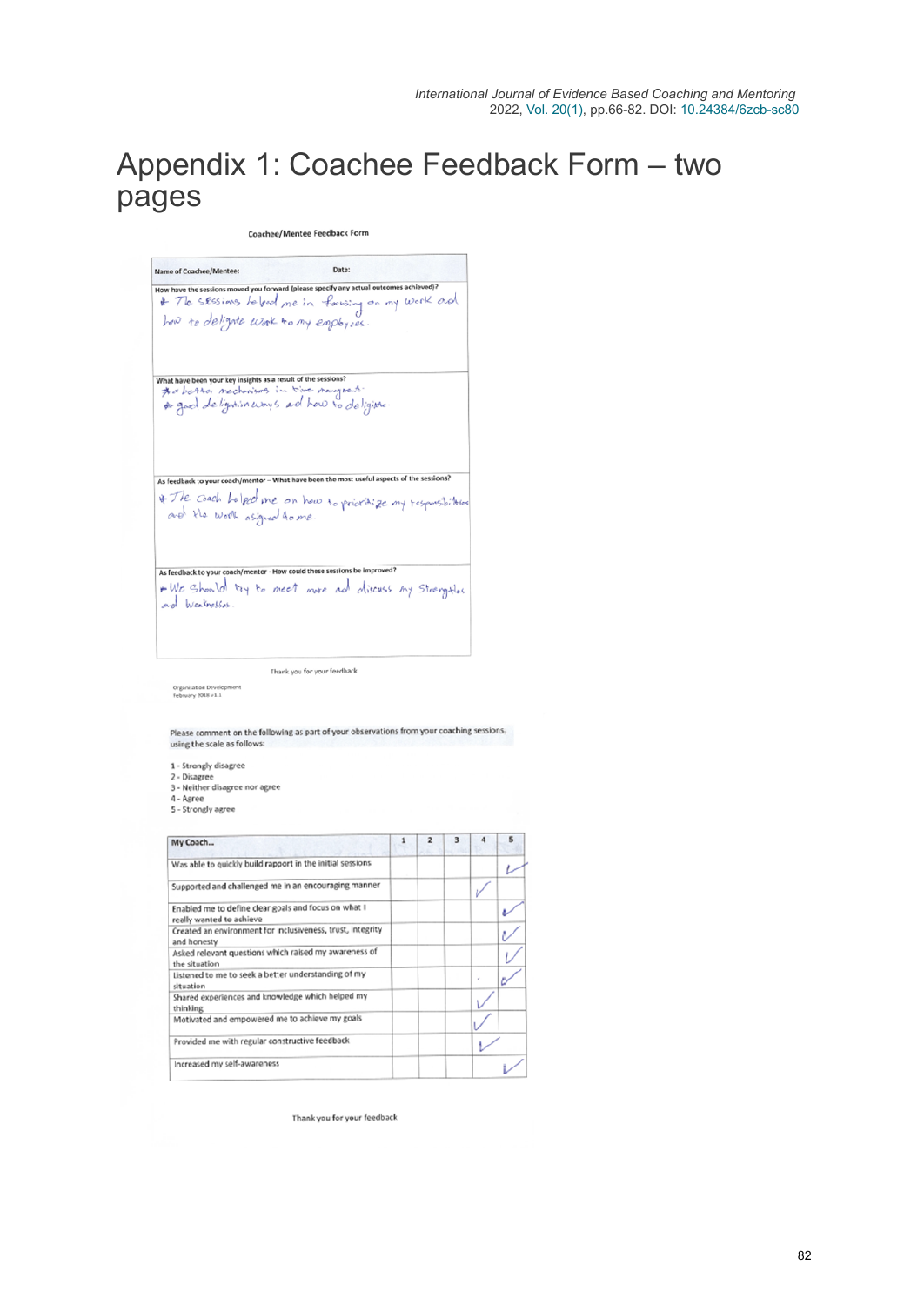# Appendix 1: Coachee Feedback Form – two pages

Coachee/Mentee Feedback Form

| Name of Coachee/Mentee: | Date: |
|---|---|
| How have the sessions moved you forward (please specify any actual outcomes achieved)? | |
| * The sessions helped me in focusing on my work and how to delegate work to my employees. | |
| What have been your key insights as a result of the sessions? | |
| * a better mechanisms in time management. | |
| * good delegation ways and how to delegate | |
| As feedback to your coach/mentor – What have been the most useful aspects of the sessions? | |
| * The coach helped me on how to prioritize my responsibilities and the work assigned to me | |
| As feedback to your coach/mentor - How could these sessions be improved? | |
| * We should try to meet more and discuss my strengthes and weaknesses. | |

Thank you for your feedback

Organisation Development
February 2018 v1.1

Please comment on the following as part of your observations from your coaching sessions, using the scale as follows:

1 - Strongly disagree
2 - Disagree
3 - Neither disagree nor agree
4 - Agree
5 - Strongly agree

| My Coach... | 1 | 2 | 3 | 4 | 5 |
|---|---|---|---|---|---|
| Was able to quickly build rapport in the initial sessions | | | | | ✓ |
| Supported and challenged me in an encouraging manner | | | | ✓ | |
| Enabled me to define clear goals and focus on what I really wanted to achieve | | | | | ✓ |
| Created an environment for inclusiveness, trust, integrity and honesty | | | | | ✓ |
| Asked relevant questions which raised my awareness of the situation | | | | | ✓ |
| Listened to me to seek a better understanding of my situation | | | | | ✓ |
| Shared experiences and knowledge which helped my thinking | | | | ✓ | |
| Motivated and empowered me to achieve my goals | | | | ✓ | |
| Provided me with regular constructive feedback | | | | ✓ | |
| Increased my self-awareness | | | | | ✓ |

Thank you for your feedback